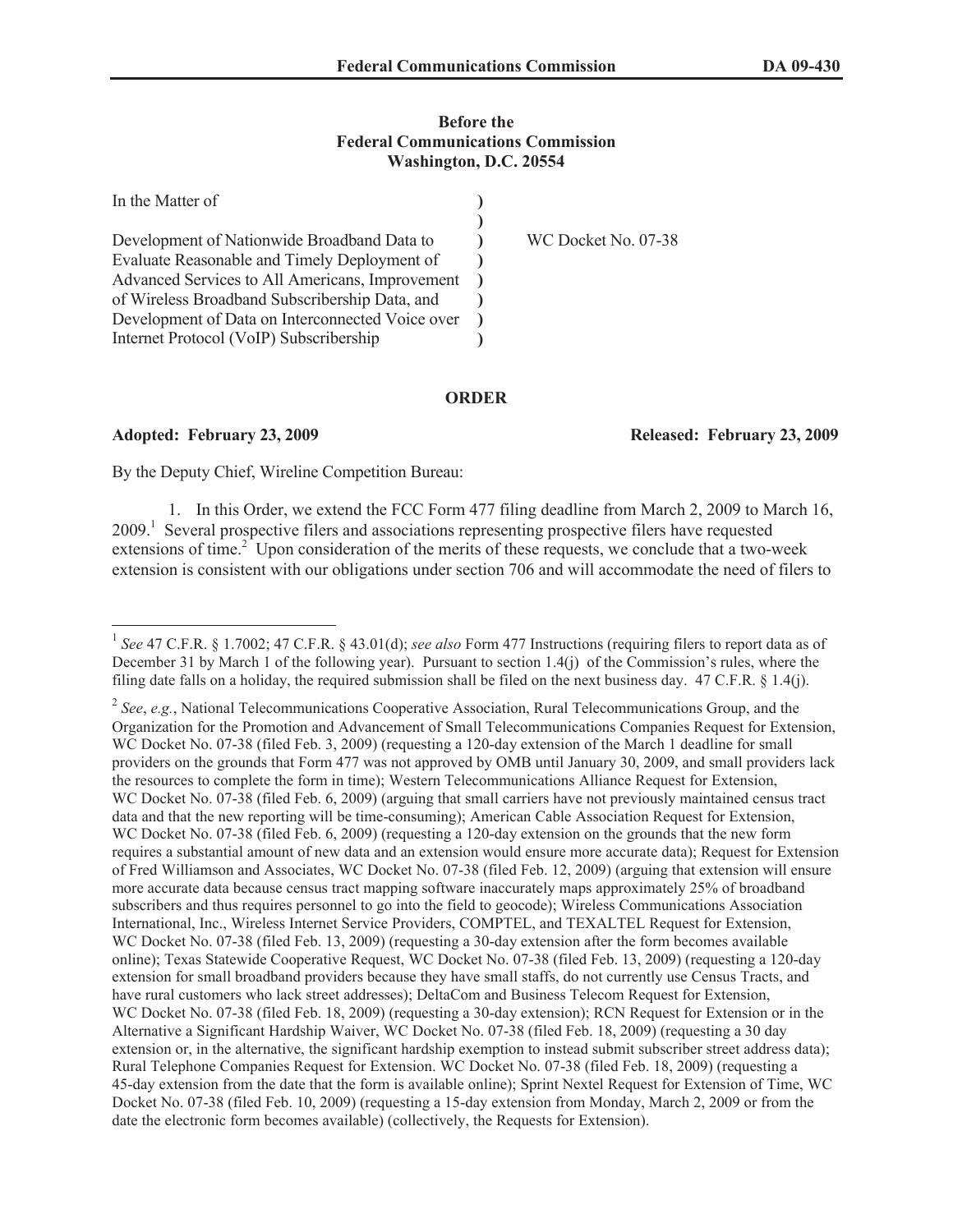**Before the**
**Federal Communications Commission**
**Washington, D.C. 20554**

| | | |
|---|---|---|
| In the Matter of | ) | |
| | ) | |
| Development of Nationwide Broadband Data to Evaluate Reasonable and Timely Deployment of Advanced Services to All Americans, Improvement of Wireless Broadband Subscribership Data, and Development of Data on Interconnected Voice over Internet Protocol (VoIP) Subscribership | ) | WC Docket No. 07-38 |

**ORDER**

**Adopted: February 23, 2009** **Released: February 23, 2009**

By the Deputy Chief, Wireline Competition Bureau:

1. In this Order, we extend the FCC Form 477 filing deadline from March 2, 2009 to March 16, 2009.[1] Several prospective filers and associations representing prospective filers have requested extensions of time.[2] Upon consideration of the merits of these requests, we conclude that a two-week extension is consistent with our obligations under section 706 and will accommodate the need of filers to

---

[1] *See* 47 C.F.R. § 1.7002; 47 C.F.R. § 43.01(d); *see also* Form 477 Instructions (requiring filers to report data as of December 31 by March 1 of the following year). Pursuant to section 1.4(j) of the Commission's rules, where the filing date falls on a holiday, the required submission shall be filed on the next business day. 47 C.F.R. § 1.4(j).

[2] *See*, *e.g.*, National Telecommunications Cooperative Association, Rural Telecommunications Group, and the Organization for the Promotion and Advancement of Small Telecommunications Companies Request for Extension, WC Docket No. 07-38 (filed Feb. 3, 2009) (requesting a 120-day extension of the March 1 deadline for small providers on the grounds that Form 477 was not approved by OMB until January 30, 2009, and small providers lack the resources to complete the form in time); Western Telecommunications Alliance Request for Extension, WC Docket No. 07-38 (filed Feb. 6, 2009) (arguing that small carriers have not previously maintained census tract data and that the new reporting will be time-consuming); American Cable Association Request for Extension, WC Docket No. 07-38 (filed Feb. 6, 2009) (requesting a 120-day extension on the grounds that the new form requires a substantial amount of new data and an extension would ensure more accurate data); Request for Extension of Fred Williamson and Associates, WC Docket No. 07-38 (filed Feb. 12, 2009) (arguing that extension will ensure more accurate data because census tract mapping software inaccurately maps approximately 25% of broadband subscribers and thus requires personnel to go into the field to geocode); Wireless Communications Association International, Inc., Wireless Internet Service Providers, COMPTEL, and TEXALTEL Request for Extension, WC Docket No. 07-38 (filed Feb. 13, 2009) (requesting a 30-day extension after the form becomes available online); Texas Statewide Cooperative Request, WC Docket No. 07-38 (filed Feb. 13, 2009) (requesting a 120-day extension for small broadband providers because they have small staffs, do not currently use Census Tracts, and have rural customers who lack street addresses); DeltaCom and Business Telecom Request for Extension, WC Docket No. 07-38 (filed Feb. 18, 2009) (requesting a 30-day extension); RCN Request for Extension or in the Alternative a Significant Hardship Waiver, WC Docket No. 07-38 (filed Feb. 18, 2009) (requesting a 30 day extension or, in the alternative, the significant hardship exemption to instead submit subscriber street address data); Rural Telephone Companies Request for Extension. WC Docket No. 07-38 (filed Feb. 18, 2009) (requesting a 45-day extension from the date that the form is available online); Sprint Nextel Request for Extension of Time, WC Docket No. 07-38 (filed Feb. 10, 2009) (requesting a 15-day extension from Monday, March 2, 2009 or from the date the electronic form becomes available) (collectively, the Requests for Extension).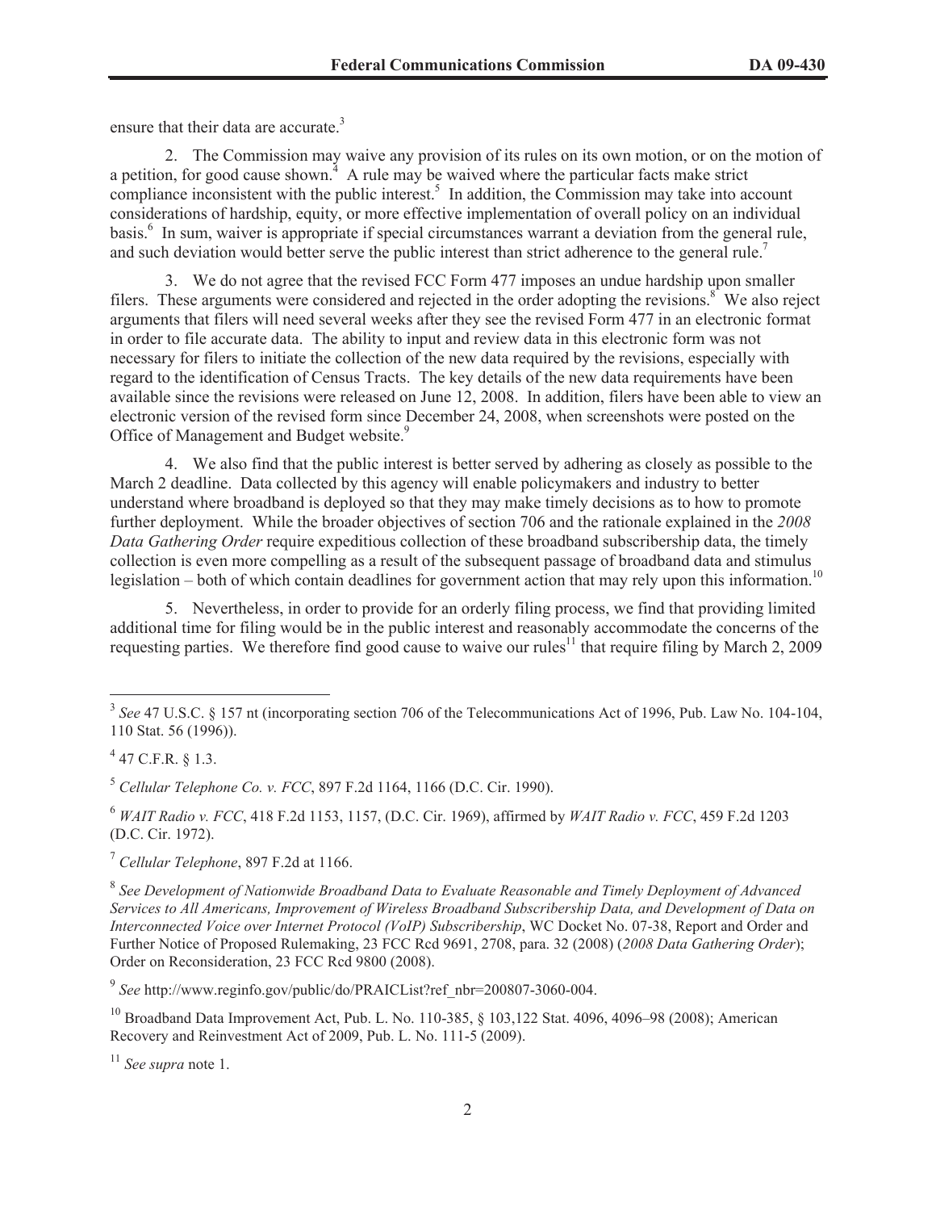ensure that their data are accurate.[3]

2. The Commission may waive any provision of its rules on its own motion, or on the motion of a petition, for good cause shown.[4] A rule may be waived where the particular facts make strict compliance inconsistent with the public interest.[5] In addition, the Commission may take into account considerations of hardship, equity, or more effective implementation of overall policy on an individual basis.[6] In sum, waiver is appropriate if special circumstances warrant a deviation from the general rule, and such deviation would better serve the public interest than strict adherence to the general rule.[7]

3. We do not agree that the revised FCC Form 477 imposes an undue hardship upon smaller filers. These arguments were considered and rejected in the order adopting the revisions.[8] We also reject arguments that filers will need several weeks after they see the revised Form 477 in an electronic format in order to file accurate data. The ability to input and review data in this electronic form was not necessary for filers to initiate the collection of the new data required by the revisions, especially with regard to the identification of Census Tracts. The key details of the new data requirements have been available since the revisions were released on June 12, 2008. In addition, filers have been able to view an electronic version of the revised form since December 24, 2008, when screenshots were posted on the Office of Management and Budget website.[9]

4. We also find that the public interest is better served by adhering as closely as possible to the March 2 deadline. Data collected by this agency will enable policymakers and industry to better understand where broadband is deployed so that they may make timely decisions as to how to promote further deployment. While the broader objectives of section 706 and the rationale explained in the *2008 Data Gathering Order* require expeditious collection of these broadband subscribership data, the timely collection is even more compelling as a result of the subsequent passage of broadband data and stimulus legislation – both of which contain deadlines for government action that may rely upon this information.[10]

5. Nevertheless, in order to provide for an orderly filing process, we find that providing limited additional time for filing would be in the public interest and reasonably accommodate the concerns of the requesting parties. We therefore find good cause to waive our rules[11] that require filing by March 2, 2009

---

[3] *See* 47 U.S.C. § 157 nt (incorporating section 706 of the Telecommunications Act of 1996, Pub. Law No. 104-104, 110 Stat. 56 (1996)).

[4] 47 C.F.R. § 1.3.

[5] *Cellular Telephone Co. v. FCC*, 897 F.2d 1164, 1166 (D.C. Cir. 1990).

[6] *WAIT Radio v. FCC*, 418 F.2d 1153, 1157, (D.C. Cir. 1969), affirmed by *WAIT Radio v. FCC*, 459 F.2d 1203 (D.C. Cir. 1972).

[7] *Cellular Telephone*, 897 F.2d at 1166.

[8] *See Development of Nationwide Broadband Data to Evaluate Reasonable and Timely Deployment of Advanced Services to All Americans, Improvement of Wireless Broadband Subscribership Data, and Development of Data on Interconnected Voice over Internet Protocol (VoIP) Subscribership*, WC Docket No. 07-38, Report and Order and Further Notice of Proposed Rulemaking, 23 FCC Rcd 9691, 2708, para. 32 (2008) (*2008 Data Gathering Order*); Order on Reconsideration, 23 FCC Rcd 9800 (2008).

[9] *See* http://www.reginfo.gov/public/do/PRAICList?ref_nbr=200807-3060-004.

[10] Broadband Data Improvement Act, Pub. L. No. 110-385, § 103,122 Stat. 4096, 4096–98 (2008); American Recovery and Reinvestment Act of 2009, Pub. L. No. 111-5 (2009).

[11] *See supra* note 1.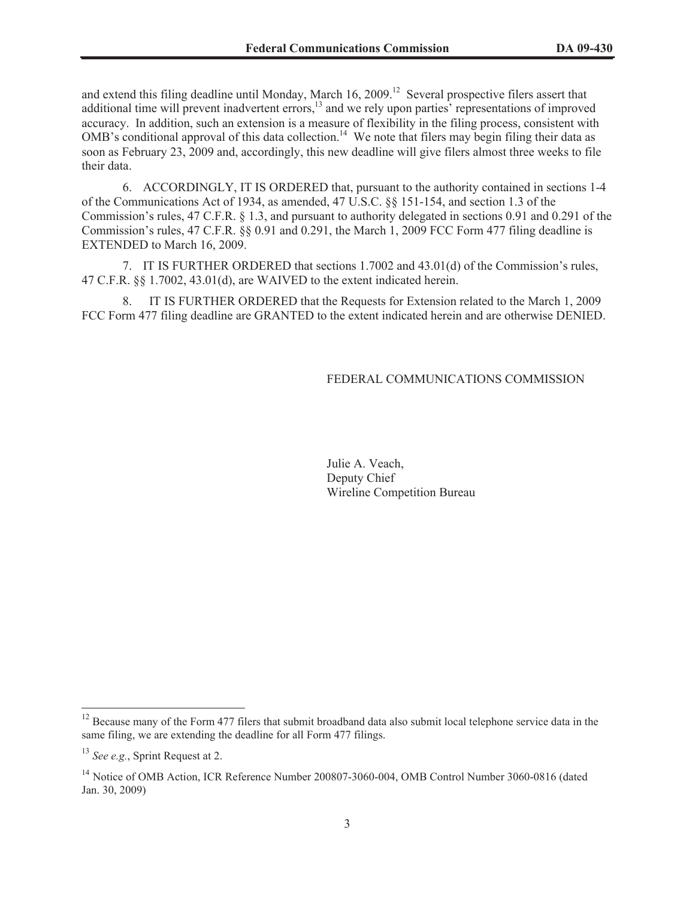and extend this filing deadline until Monday, March 16, 2009.[12] Several prospective filers assert that additional time will prevent inadvertent errors,[13] and we rely upon parties' representations of improved accuracy. In addition, such an extension is a measure of flexibility in the filing process, consistent with OMB's conditional approval of this data collection.[14] We note that filers may begin filing their data as soon as February 23, 2009 and, accordingly, this new deadline will give filers almost three weeks to file their data.

6. ACCORDINGLY, IT IS ORDERED that, pursuant to the authority contained in sections 1-4 of the Communications Act of 1934, as amended, 47 U.S.C. §§ 151-154, and section 1.3 of the Commission's rules, 47 C.F.R. § 1.3, and pursuant to authority delegated in sections 0.91 and 0.291 of the Commission's rules, 47 C.F.R. §§ 0.91 and 0.291, the March 1, 2009 FCC Form 477 filing deadline is EXTENDED to March 16, 2009.

7. IT IS FURTHER ORDERED that sections 1.7002 and 43.01(d) of the Commission's rules, 47 C.F.R. §§ 1.7002, 43.01(d), are WAIVED to the extent indicated herein.

8. IT IS FURTHER ORDERED that the Requests for Extension related to the March 1, 2009 FCC Form 477 filing deadline are GRANTED to the extent indicated herein and are otherwise DENIED.

FEDERAL COMMUNICATIONS COMMISSION

Julie A. Veach,
Deputy Chief
Wireline Competition Bureau

---

[12] Because many of the Form 477 filers that submit broadband data also submit local telephone service data in the same filing, we are extending the deadline for all Form 477 filings.

[13] *See e.g.*, Sprint Request at 2.

[14] Notice of OMB Action, ICR Reference Number 200807-3060-004, OMB Control Number 3060-0816 (dated Jan. 30, 2009)